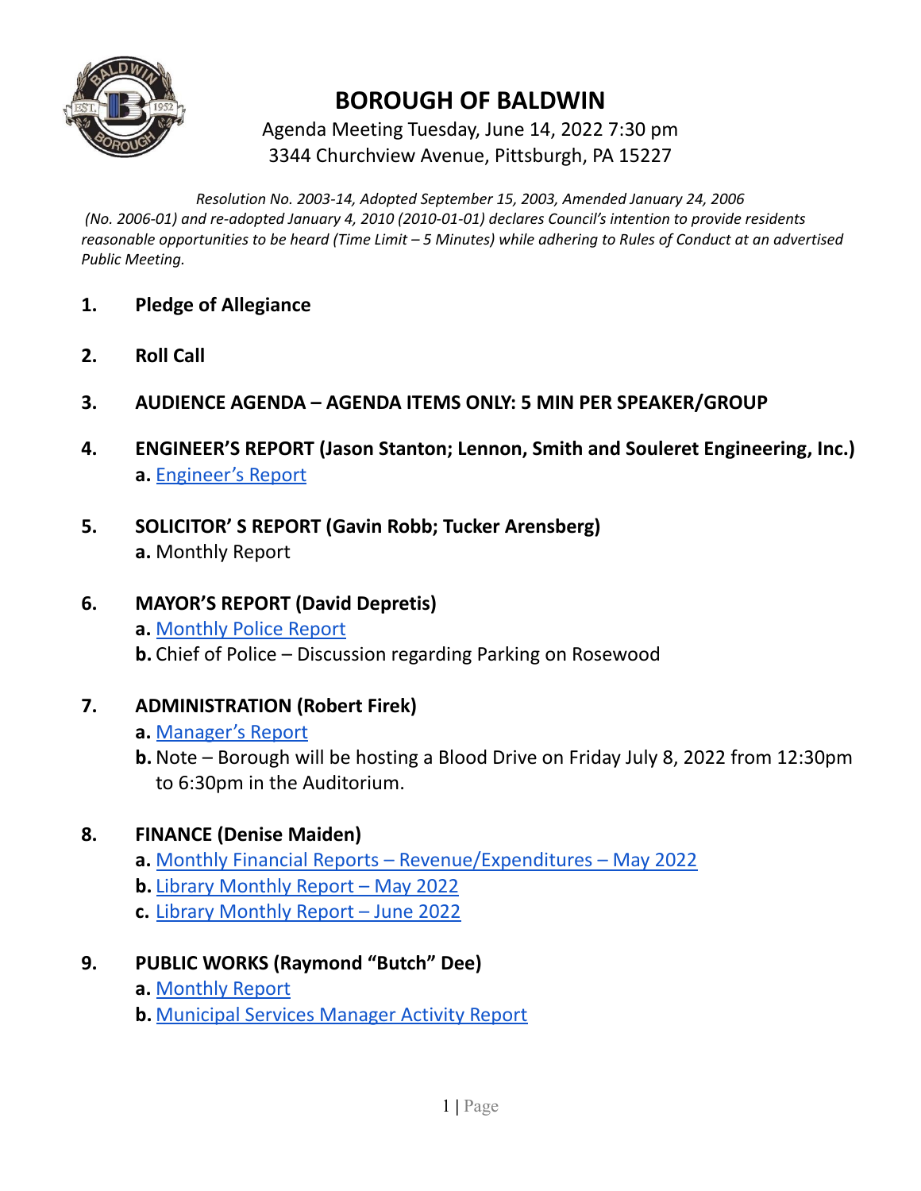# BOROUGH OF BALDWIN

Agenda Meeting Tuesday, June 14, 2022 7:30 pm
3344 Churchview Avenue, Pittsburgh, PA 15227

*Resolution No. 2003-14, Adopted September 15, 2003, Amended January 24, 2006 (No. 2006-01) and re-adopted January 4, 2010 (2010-01-01) declares Council's intention to provide residents reasonable opportunities to be heard (Time Limit – 5 Minutes) while adhering to Rules of Conduct at an advertised Public Meeting.*

1. **Pledge of Allegiance**

2. **Roll Call**

3. **AUDIENCE AGENDA – AGENDA ITEMS ONLY: 5 MIN PER SPEAKER/GROUP**

4. **ENGINEER'S REPORT (Jason Stanton; Lennon, Smith and Souleret Engineering, Inc.)**
   **a.** Engineer's Report

5. **SOLICITOR' S REPORT (Gavin Robb; Tucker Arensberg)**
   **a.** Monthly Report

6. **MAYOR'S REPORT (David Depretis)**
   **a.** Monthly Police Report
   **b.** Chief of Police – Discussion regarding Parking on Rosewood

7. **ADMINISTRATION (Robert Firek)**
   **a.** Manager's Report
   **b.** Note – Borough will be hosting a Blood Drive on Friday July 8, 2022 from 12:30pm to 6:30pm in the Auditorium.

8. **FINANCE (Denise Maiden)**
   **a.** Monthly Financial Reports – Revenue/Expenditures – May 2022
   **b.** Library Monthly Report – May 2022
   **c.** Library Monthly Report – June 2022

9. **PUBLIC WORKS (Raymond "Butch" Dee)**
   **a.** Monthly Report
   **b.** Municipal Services Manager Activity Report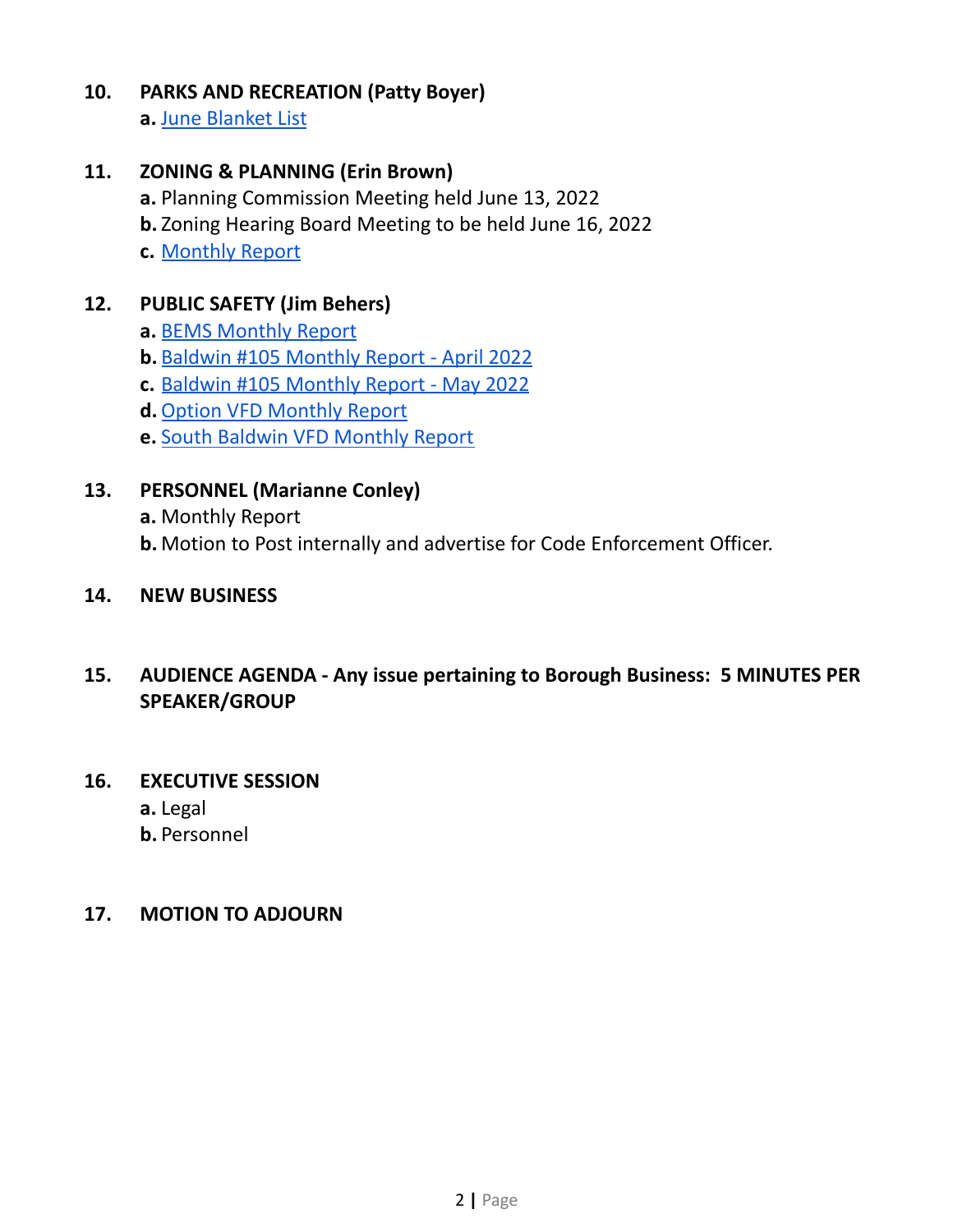**10. PARKS AND RECREATION (Patty Boyer)**

**a.** June Blanket List

**11. ZONING & PLANNING (Erin Brown)**

**a.** Planning Commission Meeting held June 13, 2022

**b.** Zoning Hearing Board Meeting to be held June 16, 2022

**c.** Monthly Report

**12. PUBLIC SAFETY (Jim Behers)**

**a.** BEMS Monthly Report

**b.** Baldwin #105 Monthly Report - April 2022

**c.** Baldwin #105 Monthly Report - May 2022

**d.** Option VFD Monthly Report

**e.** South Baldwin VFD Monthly Report

**13. PERSONNEL (Marianne Conley)**

**a.** Monthly Report

**b.** Motion to Post internally and advertise for Code Enforcement Officer.

**14. NEW BUSINESS**

**15. AUDIENCE AGENDA - Any issue pertaining to Borough Business: 5 MINUTES PER SPEAKER/GROUP**

**16. EXECUTIVE SESSION**

**a.** Legal

**b.** Personnel

**17. MOTION TO ADJOURN**